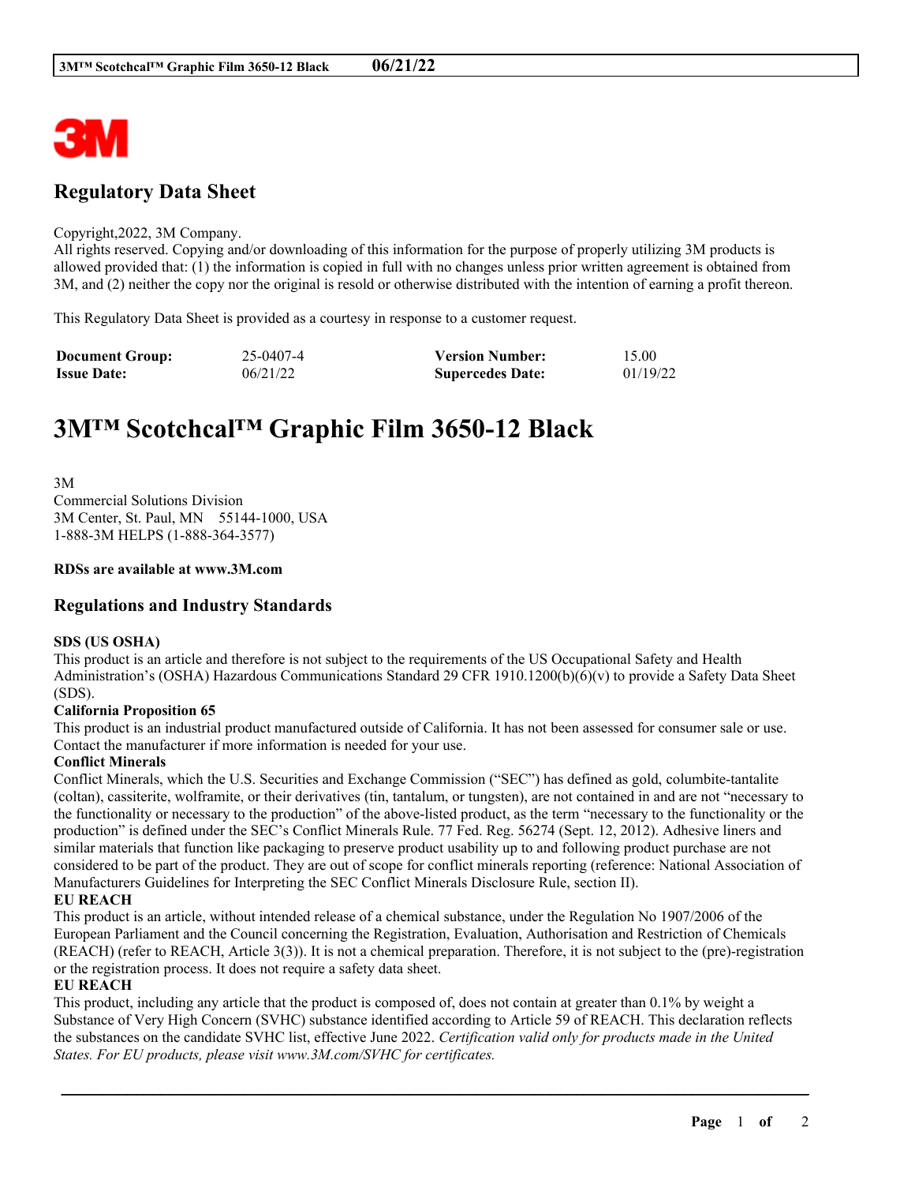# Regulatory Data Sheet

Copyright,2022, 3M Company.
All rights reserved. Copying and/or downloading of this information for the purpose of properly utilizing 3M products is allowed provided that: (1) the information is copied in full with no changes unless prior written agreement is obtained from 3M, and (2) neither the copy nor the original is resold or otherwise distributed with the intention of earning a profit thereon.

This Regulatory Data Sheet is provided as a courtesy in response to a customer request.

| **Document Group:** | 25-0407-4 | **Version Number:** | 15.00 |
|---|---|---|---|
| **Issue Date:** | 06/21/22 | **Supercedes Date:** | 01/19/22 |

# 3M™ Scotchcal™ Graphic Film 3650-12 Black

3M
Commercial Solutions Division
3M Center, St. Paul, MN 55144-1000, USA
1-888-3M HELPS (1-888-364-3577)

**RDSs are available at www.3M.com**

## Regulations and Industry Standards

**SDS (US OSHA)**
This product is an article and therefore is not subject to the requirements of the US Occupational Safety and Health Administration's (OSHA) Hazardous Communications Standard 29 CFR 1910.1200(b)(6)(v) to provide a Safety Data Sheet (SDS).

**California Proposition 65**
This product is an industrial product manufactured outside of California. It has not been assessed for consumer sale or use. Contact the manufacturer if more information is needed for your use.

**Conflict Minerals**
Conflict Minerals, which the U.S. Securities and Exchange Commission ("SEC") has defined as gold, columbite-tantalite (coltan), cassiterite, wolframite, or their derivatives (tin, tantalum, or tungsten), are not contained in and are not "necessary to the functionality or necessary to the production" of the above-listed product, as the term "necessary to the functionality or the production" is defined under the SEC's Conflict Minerals Rule. 77 Fed. Reg. 56274 (Sept. 12, 2012). Adhesive liners and similar materials that function like packaging to preserve product usability up to and following product purchase are not considered to be part of the product. They are out of scope for conflict minerals reporting (reference: National Association of Manufacturers Guidelines for Interpreting the SEC Conflict Minerals Disclosure Rule, section II).

**EU REACH**
This product is an article, without intended release of a chemical substance, under the Regulation No 1907/2006 of the European Parliament and the Council concerning the Registration, Evaluation, Authorisation and Restriction of Chemicals (REACH) (refer to REACH, Article 3(3)). It is not a chemical preparation. Therefore, it is not subject to the (pre)-registration or the registration process. It does not require a safety data sheet.

**EU REACH**
This product, including any article that the product is composed of, does not contain at greater than 0.1% by weight a Substance of Very High Concern (SVHC) substance identified according to Article 59 of REACH. This declaration reflects the substances on the candidate SVHC list, effective June 2022. *Certification valid only for products made in the United States. For EU products, please visit www.3M.com/SVHC for certificates.*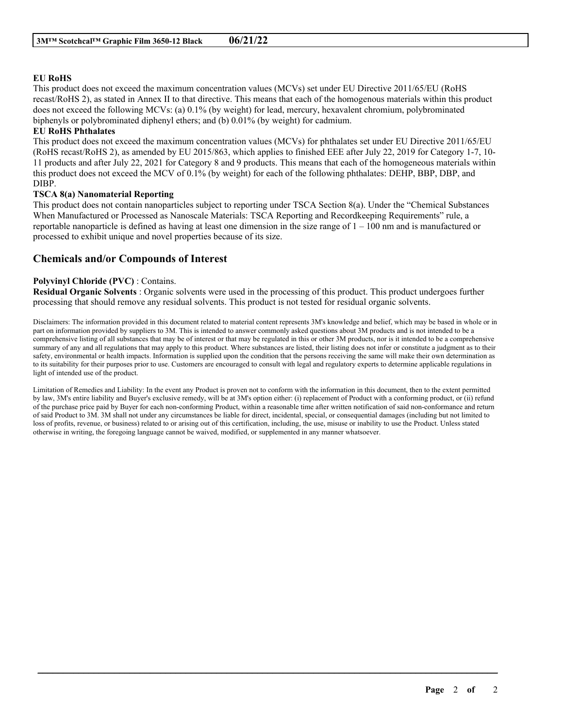**EU RoHS**

This product does not exceed the maximum concentration values (MCVs) set under EU Directive 2011/65/EU (RoHS recast/RoHS 2), as stated in Annex II to that directive. This means that each of the homogenous materials within this product does not exceed the following MCVs: (a) 0.1% (by weight) for lead, mercury, hexavalent chromium, polybrominated biphenyls or polybrominated diphenyl ethers; and (b) 0.01% (by weight) for cadmium.

**EU RoHS Phthalates**

This product does not exceed the maximum concentration values (MCVs) for phthalates set under EU Directive 2011/65/EU (RoHS recast/RoHS 2), as amended by EU 2015/863, which applies to finished EEE after July 22, 2019 for Category 1-7, 10-11 products and after July 22, 2021 for Category 8 and 9 products. This means that each of the homogeneous materials within this product does not exceed the MCV of 0.1% (by weight) for each of the following phthalates: DEHP, BBP, DBP, and DIBP.

**TSCA 8(a) Nanomaterial Reporting**

This product does not contain nanoparticles subject to reporting under TSCA Section 8(a). Under the "Chemical Substances When Manufactured or Processed as Nanoscale Materials: TSCA Reporting and Recordkeeping Requirements" rule, a reportable nanoparticle is defined as having at least one dimension in the size range of 1 – 100 nm and is manufactured or processed to exhibit unique and novel properties because of its size.

## Chemicals and/or Compounds of Interest

**Polyvinyl Chloride (PVC)** : Contains.

**Residual Organic Solvents** : Organic solvents were used in the processing of this product. This product undergoes further processing that should remove any residual solvents. This product is not tested for residual organic solvents.

Disclaimers: The information provided in this document related to material content represents 3M's knowledge and belief, which may be based in whole or in part on information provided by suppliers to 3M. This is intended to answer commonly asked questions about 3M products and is not intended to be a comprehensive listing of all substances that may be of interest or that may be regulated in this or other 3M products, nor is it intended to be a comprehensive summary of any and all regulations that may apply to this product. Where substances are listed, their listing does not infer or constitute a judgment as to their safety, environmental or health impacts. Information is supplied upon the condition that the persons receiving the same will make their own determination as to its suitability for their purposes prior to use. Customers are encouraged to consult with legal and regulatory experts to determine applicable regulations in light of intended use of the product.

Limitation of Remedies and Liability: In the event any Product is proven not to conform with the information in this document, then to the extent permitted by law, 3M's entire liability and Buyer's exclusive remedy, will be at 3M's option either: (i) replacement of Product with a conforming product, or (ii) refund of the purchase price paid by Buyer for each non-conforming Product, within a reasonable time after written notification of said non-conformance and return of said Product to 3M. 3M shall not under any circumstances be liable for direct, incidental, special, or consequential damages (including but not limited to loss of profits, revenue, or business) related to or arising out of this certification, including, the use, misuse or inability to use the Product. Unless stated otherwise in writing, the foregoing language cannot be waived, modified, or supplemented in any manner whatsoever.